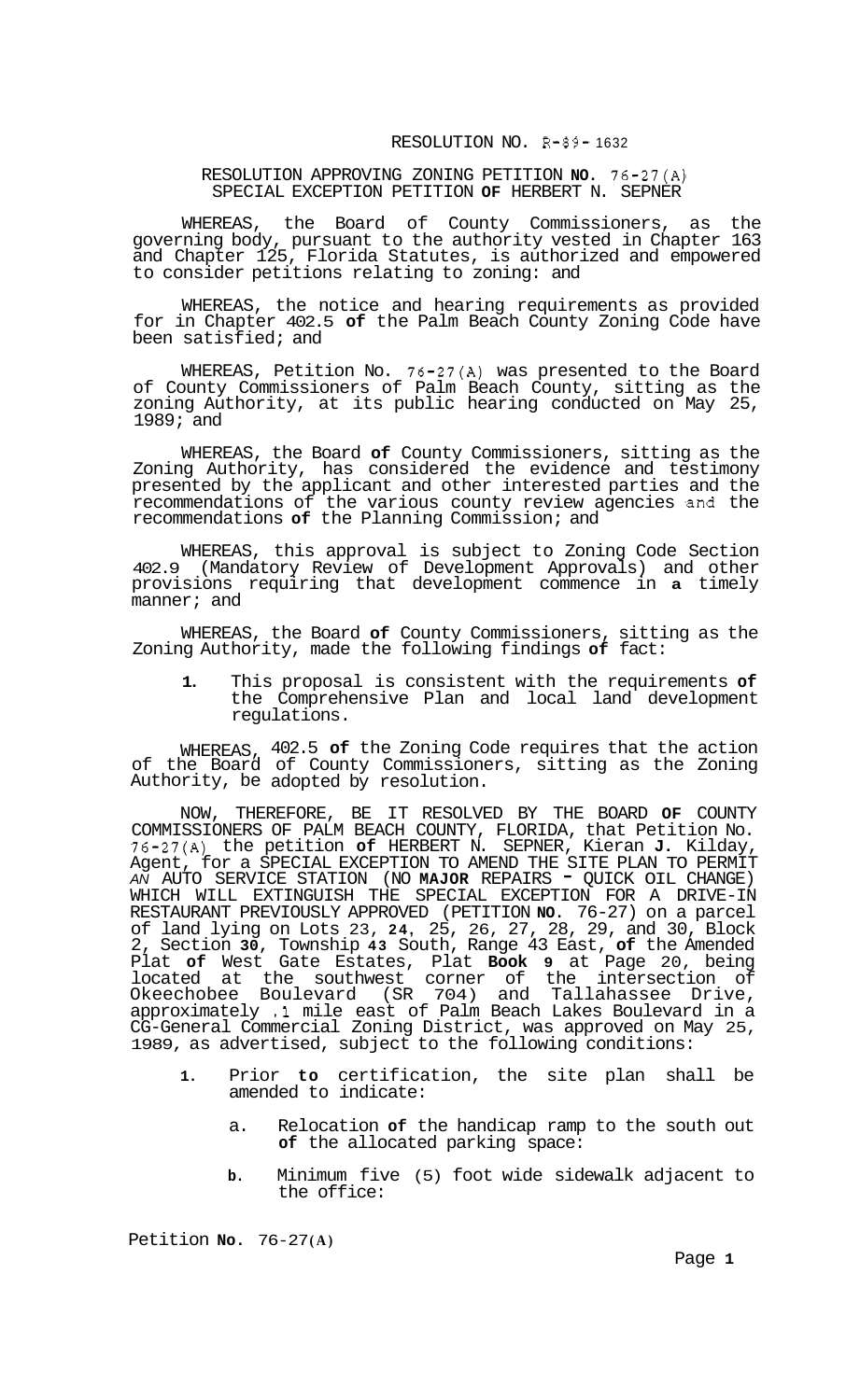RESOLUTION NO. R-89-1632

RESOLUTION APPROVING ZONING PETITION **NO.** 76-27(A) SPECIAL EXCEPTION PETITION **OF** HERBERT N. SEPNER

WHEREAS, the Board of County Commissioners, as the governing body, pursuant to the authority vested in Chapter 163 and Chapter 125, Florida Statutes, is authorized and empowered to consider petitions relating to zoning: and

WHEREAS, the notice and hearing requirements as provided for in Chapter 402.5 **of** the Palm Beach County Zoning Code have been satisfied; and

WHEREAS, Petition No. 76-27(A) was presented to the Board of County Commissioners of Palm Beach County, sitting as the zoning Authority, at its public hearing conducted on May 25, 1989; and

WHEREAS, the Board **of** County Commissioners, sitting as the Zoning Authority, has considered the evidence and testimony presented by the applicant and other interested parties and the recommendations of the various county review agencies and the recommendations **of** the Planning Commission; and

WHEREAS, this approval is subject to Zoning Code Section 402.9 (Mandatory Review of Development Approvals) and other provisions requiring that development commence in **a** timely manner; and

WHEREAS, the Board **of** County Commissioners, sitting as the Zoning Authority, made the following findings **of** fact:

**1.** This proposal is consistent with the requirements **of** the Comprehensive Plan and local land development regulations.

WHEREAS, 402.5 **of** the Zoning Code requires that the action of the Board of County Commissioners, sitting as the Zoning Authority, be adopted by resolution.

NOW, THEREFORE, BE IT RESOLVED BY THE BOARD **OF** COUNTY COMMISSIONERS OF PALM BEACH COUNTY, FLORIDA, that Petition No. 76-27(A) the petition **of** HERBERT N. SEPNER, Kieran **J.** Kilday, Agent, for a SPECIAL EXCEPTION TO AMEND THE SITE PLAN TO PERMIT *AN* AUTO SERVICE STATION (NO **MAJOR** REPAIRS - QUICK OIL CHANGE) WHICH WILL EXTINGUISH THE SPECIAL EXCEPTION FOR A DRIVE-IN RESTAURANT PREVIOUSLY APPROVED (PETITION **NO.** 76-27) on a parcel of land lying on Lots 23, **24**, 25, 26, 27, 28, 29, and 30, Block 2, Section **30**, Township **43** South, Range 43 East, **of** the Amended Plat **of** West Gate Estates, Plat **Book 9** at Page 20, being located at the southwest corner of the intersection of Okeechobee Boulevard (SR 704) and Tallahassee Drive, approximately .1 mile east of Palm Beach Lakes Boulevard in a CG-General Commercial Zoning District, was approved on May 25, 1989, as advertised, subject to the following conditions:

**1.** Prior **to** certification, the site plan shall be amended to indicate:

   a. Relocation **of** the handicap ramp to the south out **of** the allocated parking space:

   **b.** Minimum five (5) foot wide sidewalk adjacent to the office:

Petition **No.** 76-27(**A**)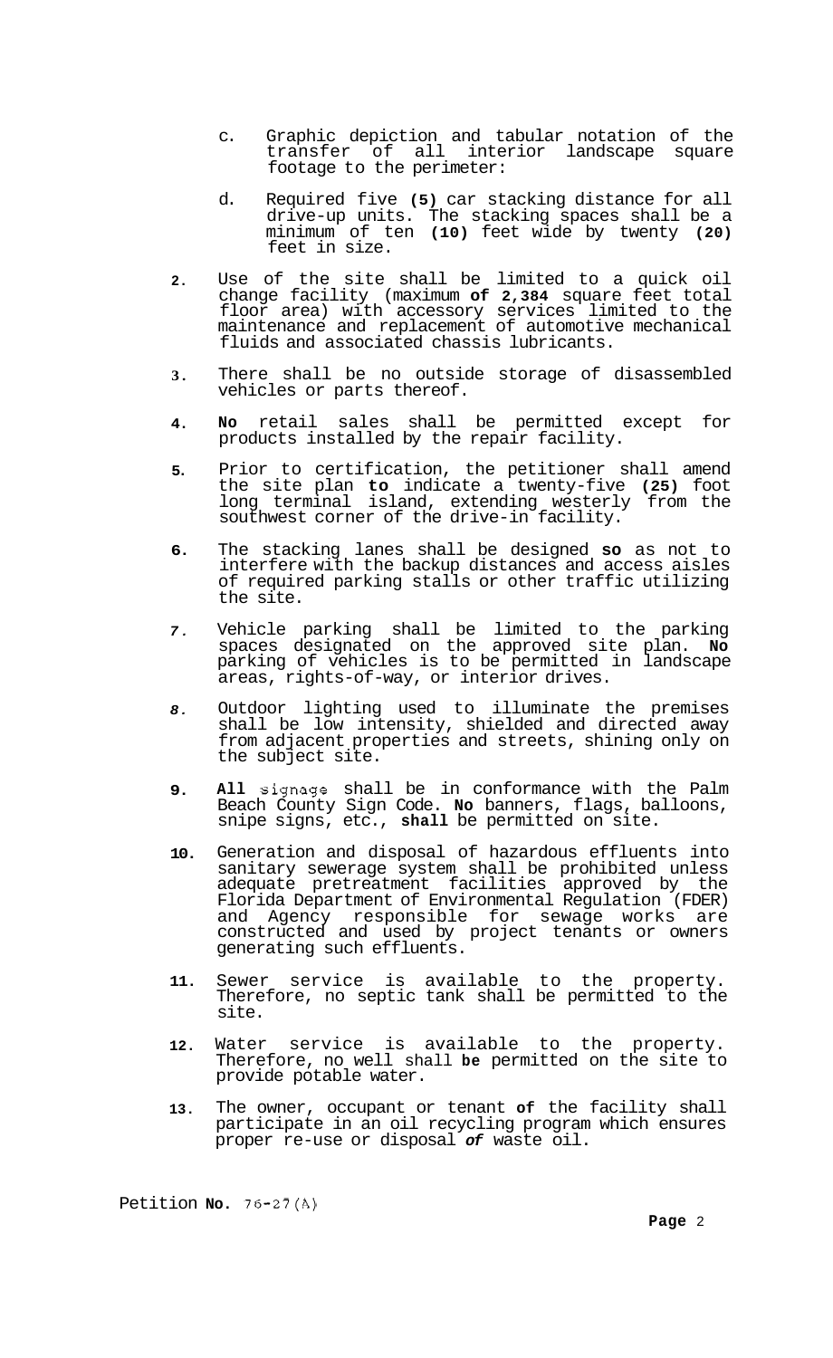c. Graphic depiction and tabular notation of the transfer of all interior landscape square footage to the perimeter:

d. Required five **(5)** car stacking distance for all drive-up units. The stacking spaces shall be a minimum of ten **(10)** feet wide by twenty **(20)** feet in size.

2. Use of the site shall be limited to a quick oil change facility (maximum **of 2,384** square feet total floor area) with accessory services limited to the maintenance and replacement of automotive mechanical fluids and associated chassis lubricants.

3. There shall be no outside storage of disassembled vehicles or parts thereof.

4. **No** retail sales shall be permitted except for products installed by the repair facility.

5. Prior to certification, the petitioner shall amend the site plan **to** indicate a twenty-five **(25)** foot long terminal island, extending westerly from the southwest corner of the drive-in facility.

6. The stacking lanes shall be designed **so** as not to interfere with the backup distances and access aisles of required parking stalls or other traffic utilizing the site.

7. Vehicle parking shall be limited to the parking spaces designated on the approved site plan. **No** parking of vehicles is to be permitted in landscape areas, rights-of-way, or interior drives.

8. Outdoor lighting used to illuminate the premises shall be low intensity, shielded and directed away from adjacent properties and streets, shining only on the subject site.

9. **All** signage shall be in conformance with the Palm Beach County Sign Code. **No** banners, flags, balloons, snipe signs, etc., **shall** be permitted on site.

10. Generation and disposal of hazardous effluents into sanitary sewerage system shall be prohibited unless adequate pretreatment facilities approved by the Florida Department of Environmental Regulation (FDER) and Agency responsible for sewage works are constructed and used by project tenants or owners generating such effluents.

11. Sewer service is available to the property. Therefore, no septic tank shall be permitted to the site.

12. Water service is available to the property. Therefore, no well shall **be** permitted on the site to provide potable water.

13. The owner, occupant or tenant **of** the facility shall participate in an oil recycling program which ensures proper re-use or disposal ***of*** waste oil.

Petition **No.** 76-27(A)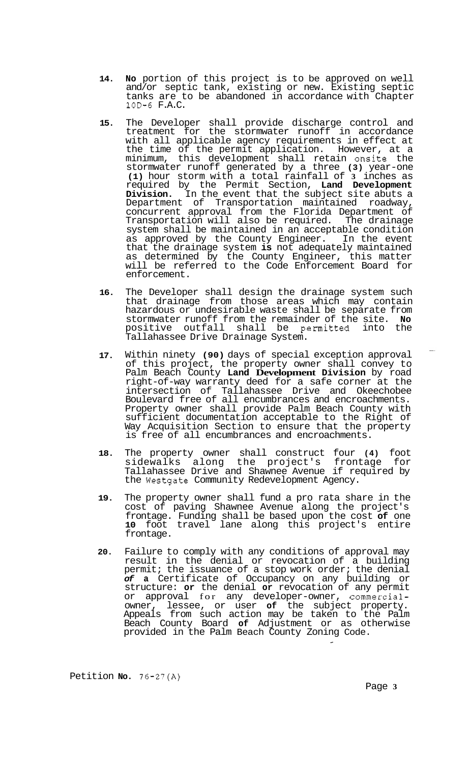14. **No** portion of this project is to be approved on well and/or septic tank, existing or new. Existing septic tanks are to be abandoned in accordance with Chapter 10D-6 F.A.C.

15. The Developer shall provide discharge control and treatment for the stormwater runoff in accordance with all applicable agency requirements in effect at the time of the permit application. However, at a minimum, this development shall retain onsite the stormwater runoff generated by a three **(3)** year-one **(1)** hour storm with a total rainfall of **3** inches as required by the Permit Section, **Land Development Division.** In the event that the subject site abuts a Department of Transportation maintained roadway, concurrent approval from the Florida Department of Transportation will also be required. The drainage system shall be maintained in an acceptable condition as approved by the County Engineer. In the event that the drainage system **is** not adequately maintained as determined by the County Engineer, this matter will be referred to the Code Enforcement Board for enforcement.

16. The Developer shall design the drainage system such that drainage from those areas which may contain hazardous or undesirable waste shall be separate from stormwater runoff from the remainder of the site. **No** positive outfall shall be permitted into the Tallahassee Drive Drainage System.

17. Within ninety **(90)** days of special exception approval of this project, the property owner shall convey to Palm Beach County **Land Development Division** by road right-of-way warranty deed for a safe corner at the intersection of Tallahassee Drive and Okeechobee Boulevard free of all encumbrances and encroachments. Property owner shall provide Palm Beach County with sufficient documentation acceptable to the Right of Way Acquisition Section to ensure that the property is free of all encumbrances and encroachments.

18. The property owner shall construct four **(4)** foot sidewalks along the project's frontage for Tallahassee Drive and Shawnee Avenue if required by the Westgate Community Redevelopment Agency.

19. The property owner shall fund a pro rata share in the cost of paving Shawnee Avenue along the project's frontage. Funding shall be based upon the cost **of** one **10** foot travel lane along this project's entire frontage.

20. Failure to comply with any conditions of approval may result in the denial or revocation of a building permit; the issuance of a stop work order; the denial ***of*** **a** Certificate of Occupancy on any building or structure: **or** the denial **or** revocation of any permit or approval for any developer-owner, commercial-owner, lessee, or user **of** the subject property. Appeals from such action may be taken to the Palm Beach County Board **of** Adjustment or as otherwise provided in the Palm Beach County Zoning Code.

Petition **No.** 76-27(A)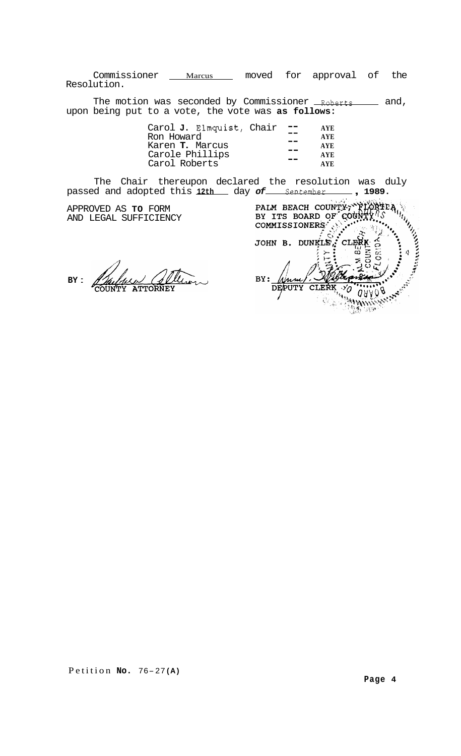Commissioner Marcus moved for approval of the Resolution.

The motion was seconded by Commissioner Roberts and, upon being put to a vote, the vote was **as follows:**

| | | |
|---|---|---|
| Carol **J.** Elmquist, Chair | -- | AYE |
| Ron Howard | -- | AYE |
| Karen **T.** Marcus | -- | AYE |
| Carole Phillips | -- | AYE |
| Carol Roberts | -- | AYE |

The Chair thereupon declared the resolution was duly passed and adopted this **12th** day ***of*** September **, 1989.**

APPROVED AS **TO** FORM
AND LEGAL SUFFICIENCY

**BY:** ______________________
**COUNTY ATTORNEY**

**PALM BEACH COUNTY, FLORIDA**
**BY ITS BOARD OF COUNTY COMMISSIONERS**

**JOHN B. DUNKLE, CLERK**

**BY:** ______________________
**DEPUTY CLERK**

Petition **No.** 76-27**(A)**